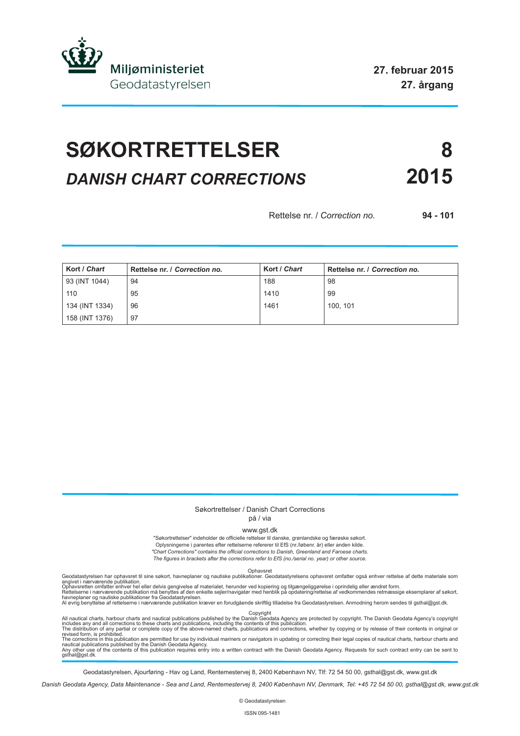Miljøministeriet
Geodatastyrelsen

**27. februar 2015**
**27. årgang**

# SØKORTRETTELSER 8

## *DANISH CHART CORRECTIONS* 2015

Rettelse nr. / *Correction no.* **94 - 101**

| Kort / *Chart* | Rettelse nr. / *Correction no.* | Kort / *Chart* | Rettelse nr. / *Correction no.* |
|---|---|---|---|
| 93 (INT 1044) | 94 | 188 | 98 |
| 110 | 95 | 1410 | 99 |
| 134 (INT 1334) | 96 | 1461 | 100, 101 |
| 158 (INT 1376) | 97 | | |

Søkortrettelser / Danish Chart Corrections
på / via
www.gst.dk

"Søkortrettelser" indeholder de officielle rettelser til danske, grønlandske og færøske søkort.
Oplysningerne i parentes efter rettelserne refererer til EfS (nr./løbenr. år) eller anden kilde.
*"Chart Corrections" contains the official corrections to Danish, Greenland and Faroese charts.*
*The figures in brackets after the corrections refer to EfS (no./serial no. year) or other source.*

Ophavsret

Geodatastyrelsen har ophavsret til sine søkort, havneplaner og nautiske publikationer. Geodatastyrelsens ophavsret omfatter også enhver rettelse af dette materiale som angivet i nærværende publikation.
Ophavsretten omfatter enhver hel eller delvis gengivelse af materialet, herunder ved kopiering og tilgængeliggørelse i oprindelig eller ændret form.
Rettelserne i nærværende publikation må benyttes af den enkelte sejler/navigatør med henblik på opdatering/rettelse af vedkommendes retmæssige eksemplarer af søkort, havneplaner og nautiske publikationer fra Geodatastyrelsen.
Al øvrig benyttelse af rettelserne i nærværende publikation kræver en forudgående skriftlig tilladelse fra Geodatastyrelsen. Anmodning herom sendes til gsthal@gst.dk.

Copyright

All nautical charts, harbour charts and nautical publications published by the Danish Geodata Agency are protected by copyright. The Danish Geodata Agency's copyright includes any and all corrections to these charts and publications, including the contents of this publication.
The distribution of any partial or complete copy of the above-named charts, publications and corrections, whether by copying or by release of their contents in original or revised form, is prohibited.
The corrections in this publication are permitted for use by individual mariners or navigators in updating or correcting their legal copies of nautical charts, harbour charts and nautical publications published by the Danish Geodata Agency.
Any other use of the contents of this publication requires entry into a written contract with the Danish Geodata Agency. Requests for such contract entry can be sent to gsthal@gst.dk.

Geodatastyrelsen, Ajourføring - Hav og Land, Rentemestervej 8, 2400 København NV, Tlf: 72 54 50 00, gsthal@gst.dk, www.gst.dk

*Danish Geodata Agency, Data Maintenance - Sea and Land, Rentemestervej 8, 2400 København NV, Denmark, Tel: +45 72 54 50 00, gsthal@gst.dk, www.gst.dk*

© Geodatastyrelsen

ISSN 095-1481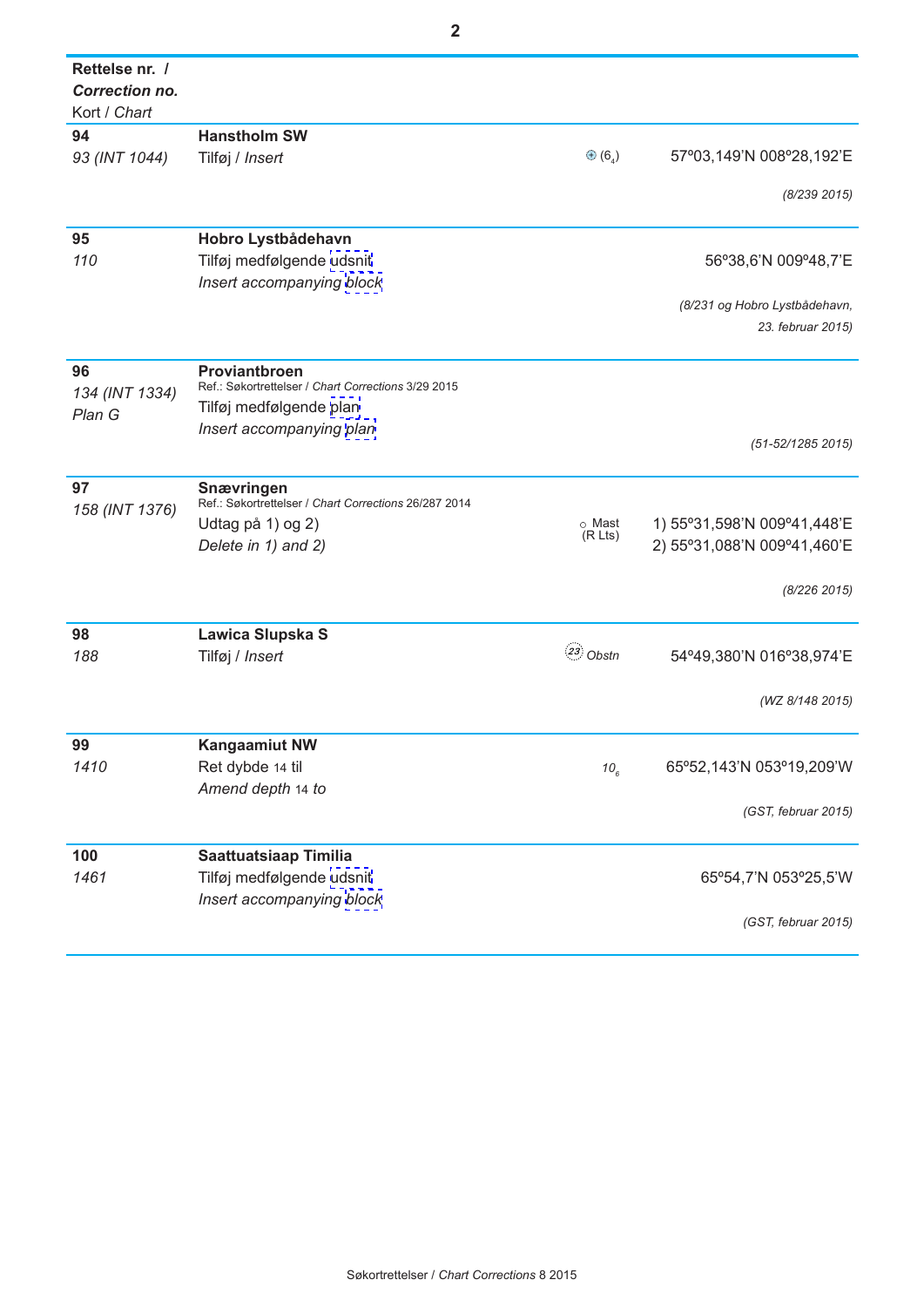| Rettelse nr. / *Correction no.* Kort / *Chart* | | | |
|---|---|---|---|
| **94** *93 (INT 1044)* | **Hanstholm SW** Tilføj / *Insert* | ⊕ ($6_4$) | 57º03,149'N 008º28,192'E *(8/239 2015)* |
| **95** *110* | **Hobro Lystbådehavn** Tilføj medfølgende udsnit *Insert accompanying block* | | 56º38,6'N 009º48,7'E *(8/231 og Hobro Lystbådehavn, 23. februar 2015)* |
| **96** *134 (INT 1334) Plan G* | **Proviantbroen** Ref.: Søkortrettelser / *Chart Corrections* 3/29 2015 Tilføj medfølgende plan *Insert accompanying plan* | | *(51-52/1285 2015)* |
| **97** *158 (INT 1376)* | **Snævringen** Ref.: Søkortrettelser / *Chart Corrections* 26/287 2014 Udtag på 1) og 2) *Delete in 1) and 2)* | ○ Mast (R Lts) | 1) 55º31,598'N 009º41,448'E 2) 55º31,088'N 009º41,460'E *(8/226 2015)* |
| **98** *188* | **Lawica Slupska S** Tilføj / *Insert* | (23) *Obstn* | 54º49,380'N 016º38,974'E *(WZ 8/148 2015)* |
| **99** *1410* | **Kangaamiut NW** Ret dybde 14 til *Amend depth 14 to* | $10_6$ | 65º52,143'N 053º19,209'W *(GST, februar 2015)* |
| **100** *1461* | **Saattuatsiaap Timilia** Tilføj medfølgende udsnit *Insert accompanying block* | | 65º54,7'N 053º25,5'W *(GST, februar 2015)* |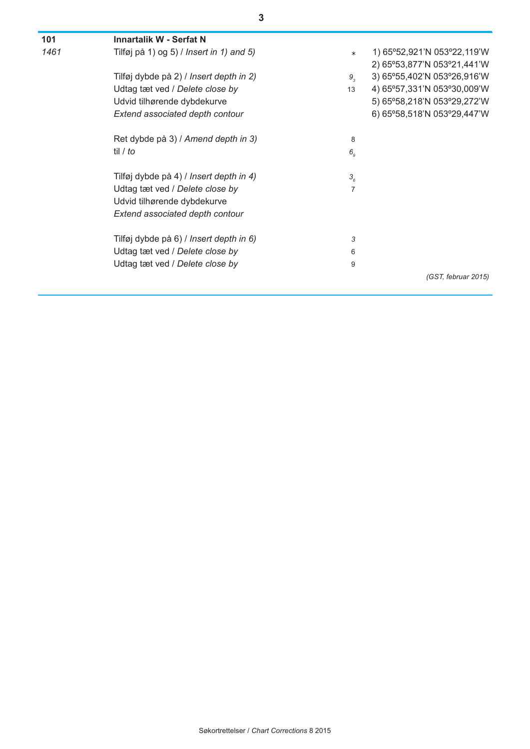**101** **Innartalik W - Serfat N**

*1461*

| | | |
|---|---|---|
| Tilføj på 1) og 5) / *Insert in 1) and 5)* | * | 1) 65º52,921'N 053º22,119'W |
| | | 2) 65º53,877'N 053º21,441'W |
| Tilføj dybde på 2) / *Insert depth in 2)* | $9_3$ | 3) 65º55,402'N 053º26,916'W |
| Udtag tæt ved / *Delete close by* | 13 | 4) 65º57,331'N 053º30,009'W |
| Udvid tilhørende dybdekurve | | 5) 65º58,218'N 053º29,272'W |
| *Extend associated depth contour* | | 6) 65º58,518'N 053º29,447'W |
| | | |
| Ret dybde på 3) / *Amend depth in 3)* | 8 | |
| til / *to* | $6_9$ | |
| | | |
| Tilføj dybde på 4) / *Insert depth in 4)* | $3_6$ | |
| Udtag tæt ved / *Delete close by* | 7 | |
| Udvid tilhørende dybdekurve | | |
| *Extend associated depth contour* | | |
| | | |
| Tilføj dybde på 6) / *Insert depth in 6)* | 3 | |
| Udtag tæt ved / *Delete close by* | 6 | |
| Udtag tæt ved / *Delete close by* | 9 | |

*(GST, februar 2015)*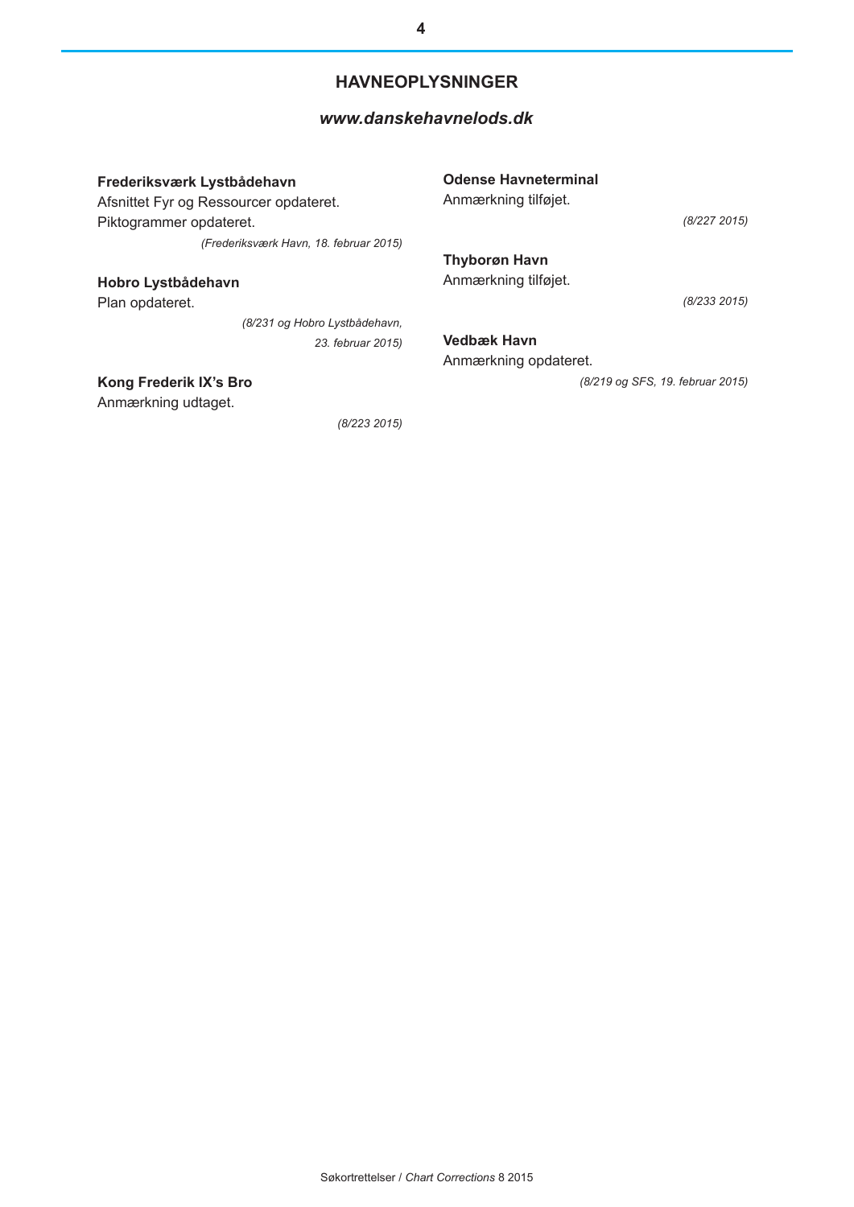## HAVNEOPLYSNINGER

### *www.danskehavnelods.dk*

**Frederiksværk Lystbådehavn**
Afsnittet Fyr og Ressourcer opdateret.
Piktogrammer opdateret.

*(Frederiksværk Havn, 18. februar 2015)*

**Hobro Lystbådehavn**
Plan opdateret.

*(8/231 og Hobro Lystbådehavn, 23. februar 2015)*

**Kong Frederik IX's Bro**
Anmærkning udtaget.

*(8/223 2015)*

**Odense Havneterminal**
Anmærkning tilføjet.

*(8/227 2015)*

**Thyborøn Havn**
Anmærkning tilføjet.

*(8/233 2015)*

**Vedbæk Havn**
Anmærkning opdateret.

*(8/219 og SFS, 19. februar 2015)*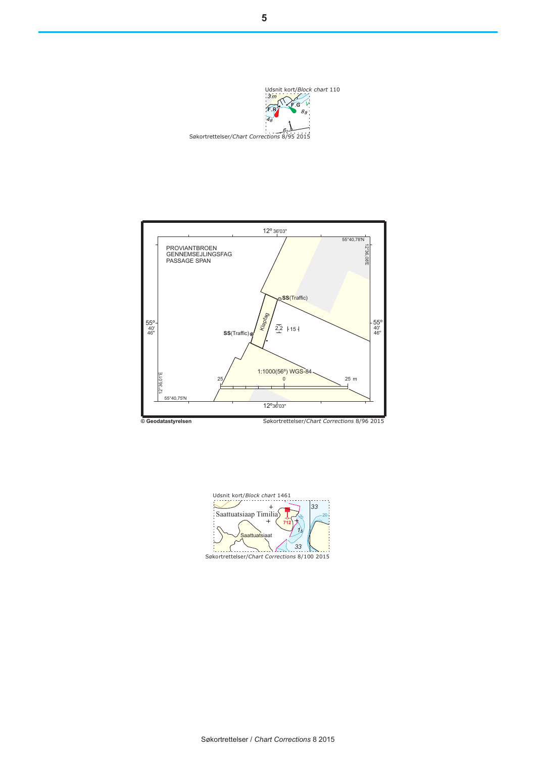Udsnit kort/*Block chart* 110

Søkortrettelser/*Chart Corrections* 8/95 2015

PROVIANTBROEN
GENNEMSEJLINGSFAG
PASSAGE SPAN

1:1000(56°) WGS-84

© Geodatastyrelsen

Søkortrettelser/*Chart Corrections* 8/96 2015

Udsnit kort/*Block chart* 1461

Søkortrettelser/*Chart Corrections* 8/100 2015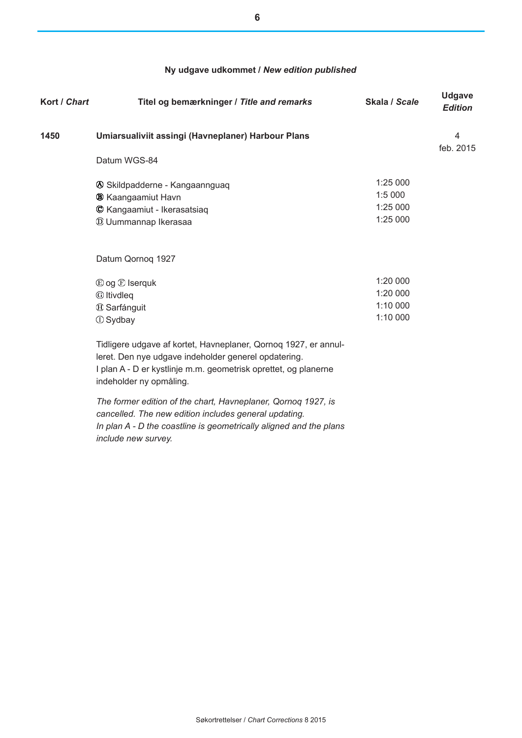## Ny udgave udkommet / *New edition published*

| Kort / *Chart* | Titel og bemærkninger / *Title and remarks* | Skala / *Scale* | Udgave *Edition* |
|---|---|---|---|
| **1450** | **Umiarsualiviit assingi (Havneplaner) Harbour Plans** | | 4 feb. 2015 |
| | Datum WGS-84 | | |
| | Ⓐ Skildpadderne - Kangaannguaq | 1:25 000 | |
| | Ⓑ Kaangaamiut Havn | 1:5 000 | |
| | Ⓒ Kangaamiut - Ikerasatsiaq | 1:25 000 | |
| | Ⓓ Uummannap Ikerasaa | 1:25 000 | |
| | Datum Qornoq 1927 | | |
| | Ⓔ og Ⓕ Iserquk | 1:20 000 | |
| | Ⓖ Itivdleq | 1:20 000 | |
| | Ⓗ Sarfánguit | 1:10 000 | |
| | Ⓘ Sydbay | 1:10 000 | |

Tidligere udgave af kortet, Havneplaner, Qornoq 1927, er annulleret. Den nye udgave indeholder generel opdatering.
I plan A - D er kystlinje m.m. geometrisk oprettet, og planerne indeholder ny opmåling.

*The former edition of the chart, Havneplaner, Qornoq 1927, is cancelled. The new edition includes general updating.*
*In plan A - D the coastline is geometrically aligned and the plans include new survey.*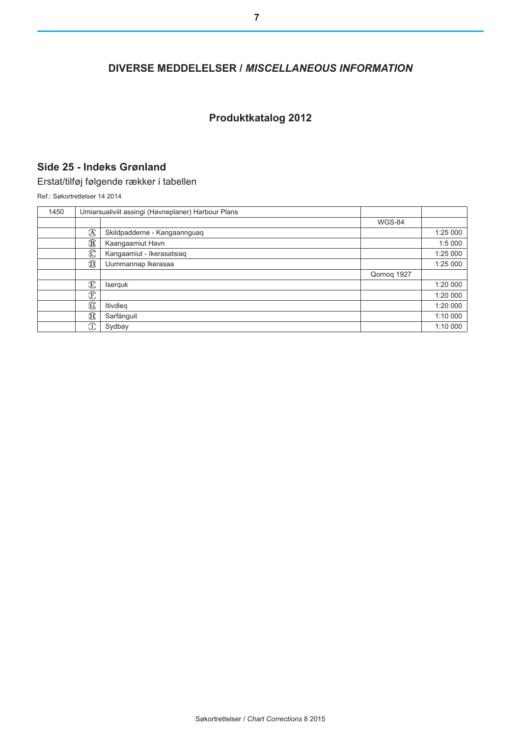## DIVERSE MEDDELELSER / *MISCELLANEOUS INFORMATION*

### Produktkatalog 2012

### Side 25 - Indeks Grønland

Erstat/tilføj følgende rækker i tabellen

Ref.: Søkortrettelser 14 2014

| | | | | |
|---|---|---|---|---|
| 1450 | Umiarsualiviit assingi (Havneplaner) Harbour Plans | | | |
| | | | WGS-84 | |
| | Ⓐ | Skildpadderne - Kangaannguaq | | 1:25 000 |
| | Ⓑ | Kaangaamiut Havn | | 1:5 000 |
| | Ⓒ | Kangaamiut - Ikerasatsiaq | | 1:25 000 |
| | Ⓓ | Uummannap Ikerasaa | | 1:25 000 |
| | | | Qornoq 1927 | |
| | Ⓔ | Iserquk | | 1:20 000 |
| | Ⓕ | | | 1:20 000 |
| | Ⓖ | Itivdleq | | 1:20 000 |
| | Ⓗ | Sarfánguit | | 1:10 000 |
| | Ⓘ | Sydbay | | 1:10 000 |